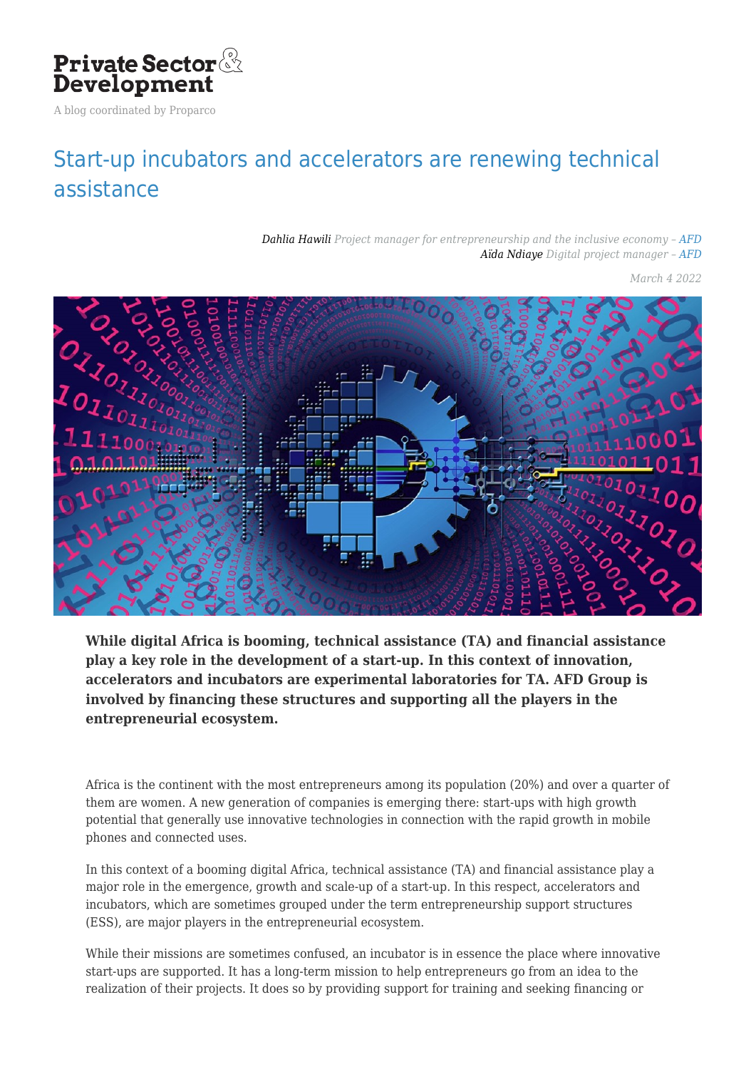Private Sector & Development

A blog coordinated by Proparco

# Start-up incubators and accelerators are renewing technical assistance

*Dahlia Hawili* Project manager for entrepreneurship and the inclusive economy – AFD
*Aïda Ndiaye* Digital project manager – AFD

March 4 2022

**While digital Africa is booming, technical assistance (TA) and financial assistance play a key role in the development of a start-up. In this context of innovation, accelerators and incubators are experimental laboratories for TA. AFD Group is involved by financing these structures and supporting all the players in the entrepreneurial ecosystem.**

Africa is the continent with the most entrepreneurs among its population (20%) and over a quarter of them are women. A new generation of companies is emerging there: start-ups with high growth potential that generally use innovative technologies in connection with the rapid growth in mobile phones and connected uses.

In this context of a booming digital Africa, technical assistance (TA) and financial assistance play a major role in the emergence, growth and scale-up of a start-up. In this respect, accelerators and incubators, which are sometimes grouped under the term entrepreneurship support structures (ESS), are major players in the entrepreneurial ecosystem.

While their missions are sometimes confused, an incubator is in essence the place where innovative start-ups are supported. It has a long-term mission to help entrepreneurs go from an idea to the realization of their projects. It does so by providing support for training and seeking financing or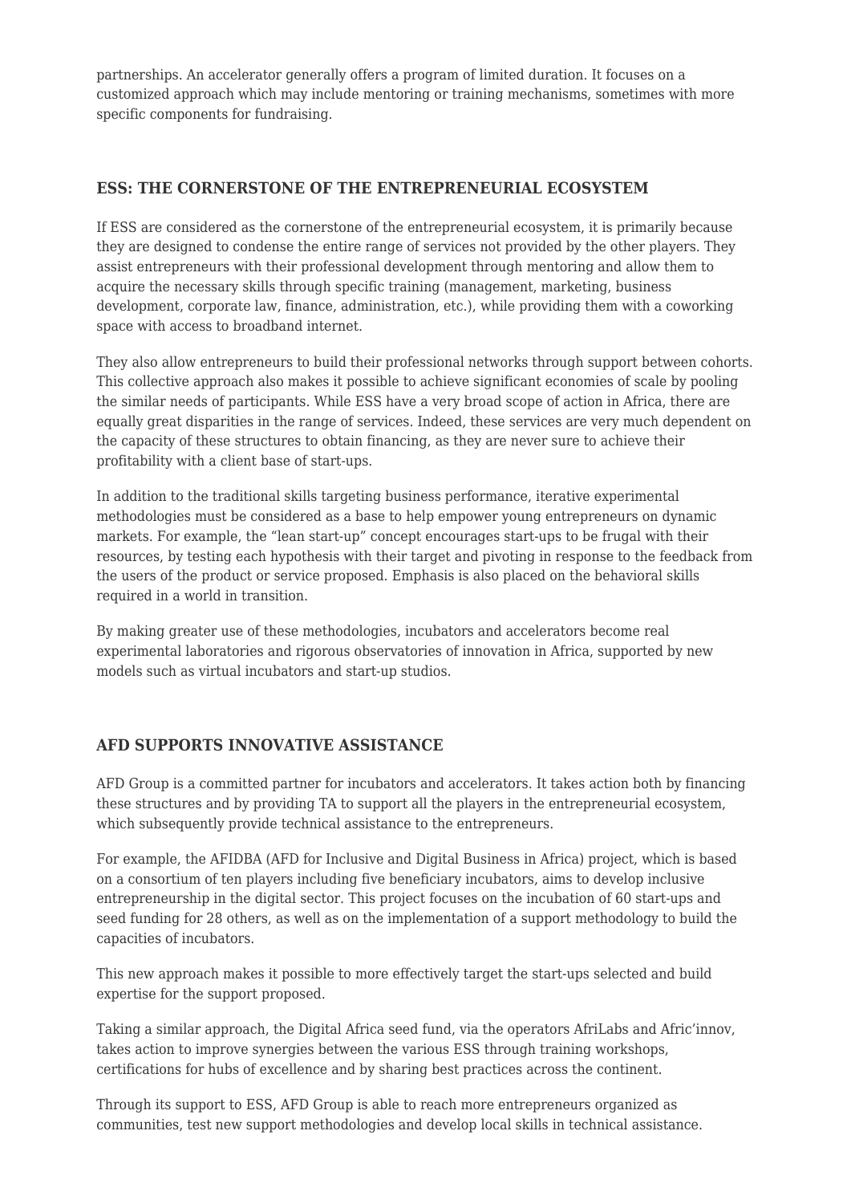partnerships. An accelerator generally offers a program of limited duration. It focuses on a customized approach which may include mentoring or training mechanisms, sometimes with more specific components for fundraising.

## ESS: THE CORNERSTONE OF THE ENTREPRENEURIAL ECOSYSTEM

If ESS are considered as the cornerstone of the entrepreneurial ecosystem, it is primarily because they are designed to condense the entire range of services not provided by the other players. They assist entrepreneurs with their professional development through mentoring and allow them to acquire the necessary skills through specific training (management, marketing, business development, corporate law, finance, administration, etc.), while providing them with a coworking space with access to broadband internet.

They also allow entrepreneurs to build their professional networks through support between cohorts. This collective approach also makes it possible to achieve significant economies of scale by pooling the similar needs of participants. While ESS have a very broad scope of action in Africa, there are equally great disparities in the range of services. Indeed, these services are very much dependent on the capacity of these structures to obtain financing, as they are never sure to achieve their profitability with a client base of start-ups.

In addition to the traditional skills targeting business performance, iterative experimental methodologies must be considered as a base to help empower young entrepreneurs on dynamic markets. For example, the "lean start-up" concept encourages start-ups to be frugal with their resources, by testing each hypothesis with their target and pivoting in response to the feedback from the users of the product or service proposed. Emphasis is also placed on the behavioral skills required in a world in transition.

By making greater use of these methodologies, incubators and accelerators become real experimental laboratories and rigorous observatories of innovation in Africa, supported by new models such as virtual incubators and start-up studios.

## AFD SUPPORTS INNOVATIVE ASSISTANCE

AFD Group is a committed partner for incubators and accelerators. It takes action both by financing these structures and by providing TA to support all the players in the entrepreneurial ecosystem, which subsequently provide technical assistance to the entrepreneurs.

For example, the AFIDBA (AFD for Inclusive and Digital Business in Africa) project, which is based on a consortium of ten players including five beneficiary incubators, aims to develop inclusive entrepreneurship in the digital sector. This project focuses on the incubation of 60 start-ups and seed funding for 28 others, as well as on the implementation of a support methodology to build the capacities of incubators.

This new approach makes it possible to more effectively target the start-ups selected and build expertise for the support proposed.

Taking a similar approach, the Digital Africa seed fund, via the operators AfriLabs and Afric'innov, takes action to improve synergies between the various ESS through training workshops, certifications for hubs of excellence and by sharing best practices across the continent.

Through its support to ESS, AFD Group is able to reach more entrepreneurs organized as communities, test new support methodologies and develop local skills in technical assistance.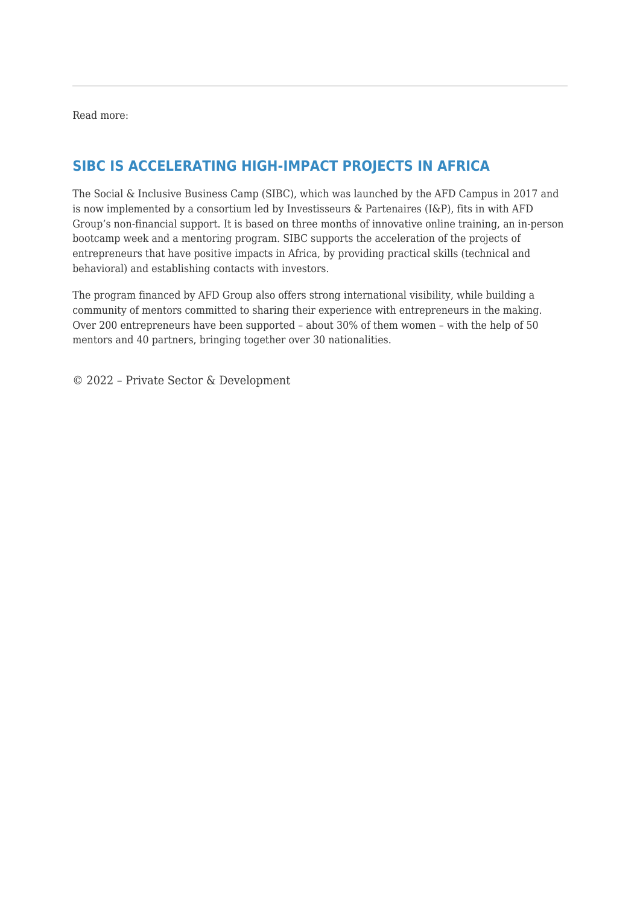---

Read more:

## SIBC IS ACCELERATING HIGH-IMPACT PROJECTS IN AFRICA

The Social & Inclusive Business Camp (SIBC), which was launched by the AFD Campus in 2017 and is now implemented by a consortium led by Investisseurs & Partenaires (I&P), fits in with AFD Group's non-financial support. It is based on three months of innovative online training, an in-person bootcamp week and a mentoring program. SIBC supports the acceleration of the projects of entrepreneurs that have positive impacts in Africa, by providing practical skills (technical and behavioral) and establishing contacts with investors.

The program financed by AFD Group also offers strong international visibility, while building a community of mentors committed to sharing their experience with entrepreneurs in the making. Over 200 entrepreneurs have been supported – about 30% of them women – with the help of 50 mentors and 40 partners, bringing together over 30 nationalities.

© 2022 – Private Sector & Development